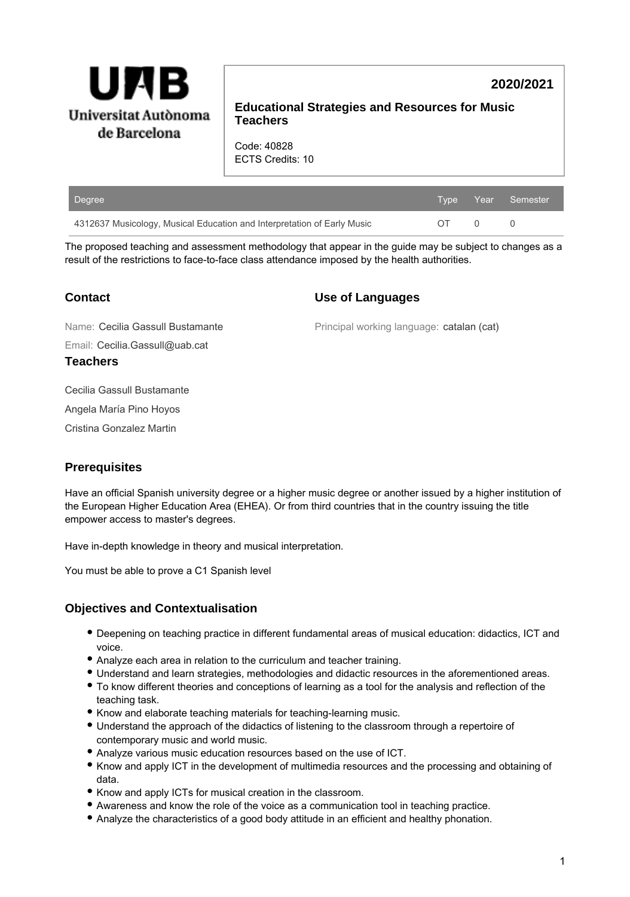**Universitat Autònoma de Barcelona**

**2020/2021**

## Educational Strategies and Resources for Music Teachers

Code: 40828
ECTS Credits: 10

| Degree | Type | Year | Semester |
|---|---|---|---|
| 4312637 Musicology, Musical Education and Interpretation of Early Music | OT | 0 | 0 |

The proposed teaching and assessment methodology that appear in the guide may be subject to changes as a result of the restrictions to face-to-face class attendance imposed by the health authorities.

### Contact

Name: Cecilia Gassull Bustamante

Email: Cecilia.Gassull@uab.cat

### Use of Languages

Principal working language: catalan (cat)

### Teachers

Cecilia Gassull Bustamante

Angela María Pino Hoyos

Cristina Gonzalez Martin

### Prerequisites

Have an official Spanish university degree or a higher music degree or another issued by a higher institution of the European Higher Education Area (EHEA). Or from third countries that in the country issuing the title empower access to master's degrees.

Have in-depth knowledge in theory and musical interpretation.

You must be able to prove a C1 Spanish level

### Objectives and Contextualisation

- Deepening on teaching practice in different fundamental areas of musical education: didactics, ICT and voice.
- Analyze each area in relation to the curriculum and teacher training.
- Understand and learn strategies, methodologies and didactic resources in the aforementioned areas.
- To know different theories and conceptions of learning as a tool for the analysis and reflection of the teaching task.
- Know and elaborate teaching materials for teaching-learning music.
- Understand the approach of the didactics of listening to the classroom through a repertoire of contemporary music and world music.
- Analyze various music education resources based on the use of ICT.
- Know and apply ICT in the development of multimedia resources and the processing and obtaining of data.
- Know and apply ICTs for musical creation in the classroom.
- Awareness and know the role of the voice as a communication tool in teaching practice.
- Analyze the characteristics of a good body attitude in an efficient and healthy phonation.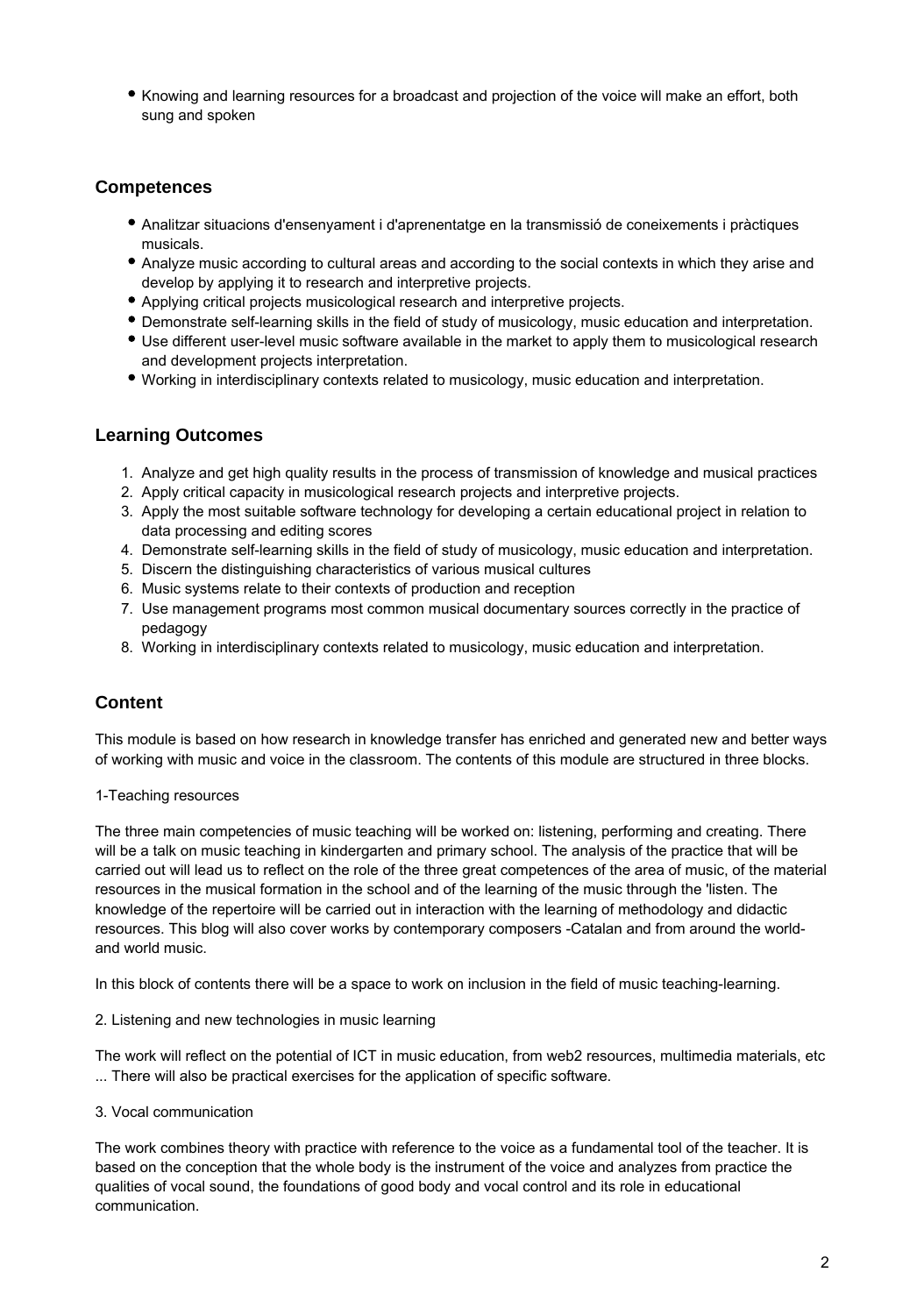- Knowing and learning resources for a broadcast and projection of the voice will make an effort, both sung and spoken

## Competences

- Analitzar situacions d'ensenyament i d'aprenentatge en la transmissió de coneixements i pràctiques musicals.
- Analyze music according to cultural areas and according to the social contexts in which they arise and develop by applying it to research and interpretive projects.
- Applying critical projects musicological research and interpretive projects.
- Demonstrate self-learning skills in the field of study of musicology, music education and interpretation.
- Use different user-level music software available in the market to apply them to musicological research and development projects interpretation.
- Working in interdisciplinary contexts related to musicology, music education and interpretation.

## Learning Outcomes

1. Analyze and get high quality results in the process of transmission of knowledge and musical practices
2. Apply critical capacity in musicological research projects and interpretive projects.
3. Apply the most suitable software technology for developing a certain educational project in relation to data processing and editing scores
4. Demonstrate self-learning skills in the field of study of musicology, music education and interpretation.
5. Discern the distinguishing characteristics of various musical cultures
6. Music systems relate to their contexts of production and reception
7. Use management programs most common musical documentary sources correctly in the practice of pedagogy
8. Working in interdisciplinary contexts related to musicology, music education and interpretation.

## Content

This module is based on how research in knowledge transfer has enriched and generated new and better ways of working with music and voice in the classroom. The contents of this module are structured in three blocks.

1-Teaching resources

The three main competencies of music teaching will be worked on: listening, performing and creating. There will be a talk on music teaching in kindergarten and primary school. The analysis of the practice that will be carried out will lead us to reflect on the role of the three great competences of the area of music, of the material resources in the musical formation in the school and of the learning of the music through the 'listen. The knowledge of the repertoire will be carried out in interaction with the learning of methodology and didactic resources. This blog will also cover works by contemporary composers -Catalan and from around the world- and world music.

In this block of contents there will be a space to work on inclusion in the field of music teaching-learning.

2. Listening and new technologies in music learning

The work will reflect on the potential of ICT in music education, from web2 resources, multimedia materials, etc ... There will also be practical exercises for the application of specific software.

3. Vocal communication

The work combines theory with practice with reference to the voice as a fundamental tool of the teacher. It is based on the conception that the whole body is the instrument of the voice and analyzes from practice the qualities of vocal sound, the foundations of good body and vocal control and its role in educational communication.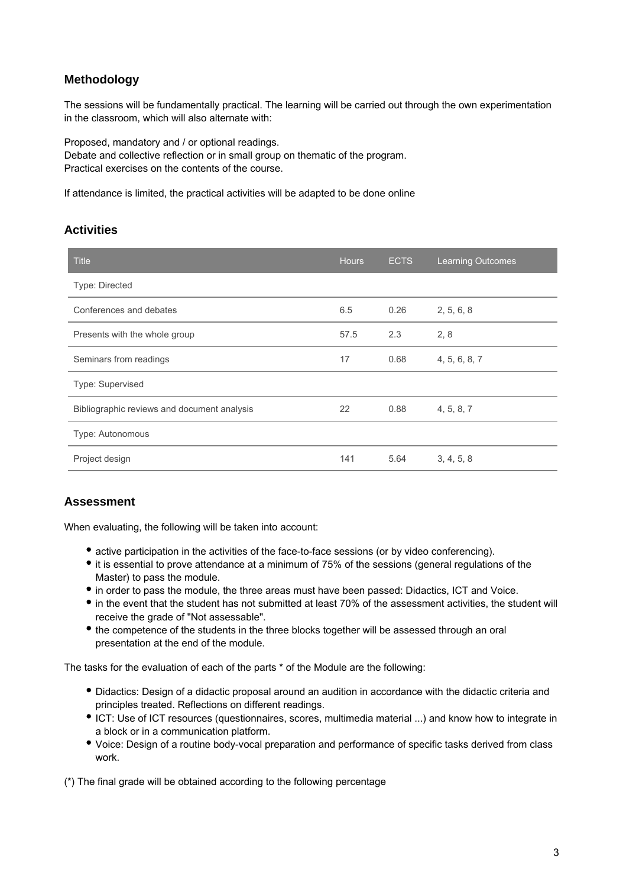## Methodology

The sessions will be fundamentally practical. The learning will be carried out through the own experimentation in the classroom, which will also alternate with:

Proposed, mandatory and / or optional readings.
Debate and collective reflection or in small group on thematic of the program.
Practical exercises on the contents of the course.

If attendance is limited, the practical activities will be adapted to be done online

## Activities

| Title | Hours | ECTS | Learning Outcomes |
| --- | --- | --- | --- |
| Type: Directed | | | |
| Conferences and debates | 6.5 | 0.26 | 2, 5, 6, 8 |
| Presents with the whole group | 57.5 | 2.3 | 2, 8 |
| Seminars from readings | 17 | 0.68 | 4, 5, 6, 8, 7 |
| Type: Supervised | | | |
| Bibliographic reviews and document analysis | 22 | 0.88 | 4, 5, 8, 7 |
| Type: Autonomous | | | |
| Project design | 141 | 5.64 | 3, 4, 5, 8 |

## Assessment

When evaluating, the following will be taken into account:

- active participation in the activities of the face-to-face sessions (or by video conferencing).
- it is essential to prove attendance at a minimum of 75% of the sessions (general regulations of the Master) to pass the module.
- in order to pass the module, the three areas must have been passed: Didactics, ICT and Voice.
- in the event that the student has not submitted at least 70% of the assessment activities, the student will receive the grade of "Not assessable".
- the competence of the students in the three blocks together will be assessed through an oral presentation at the end of the module.

The tasks for the evaluation of each of the parts * of the Module are the following:

- Didactics: Design of a didactic proposal around an audition in accordance with the didactic criteria and principles treated. Reflections on different readings.
- ICT: Use of ICT resources (questionnaires, scores, multimedia material ...) and know how to integrate in a block or in a communication platform.
- Voice: Design of a routine body-vocal preparation and performance of specific tasks derived from class work.

(*) The final grade will be obtained according to the following percentage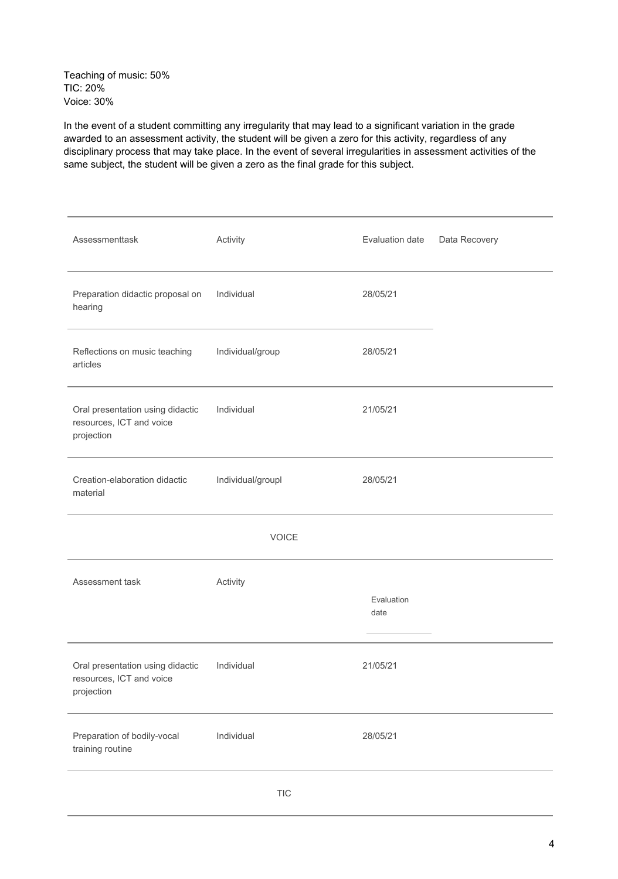Teaching of music: 50%
TIC: 20%
Voice: 30%

In the event of a student committing any irregularity that may lead to a significant variation in the grade awarded to an assessment activity, the student will be given a zero for this activity, regardless of any disciplinary process that may take place. In the event of several irregularities in assessment activities of the same subject, the student will be given a zero as the final grade for this subject.

| Assessmenttask | Activity | Evaluation date | Data Recovery |
| --- | --- | --- | --- |
| Preparation didactic proposal on hearing | Individual | 28/05/21 | |
| Reflections on music teaching articles | Individual/group | 28/05/21 | |
| Oral presentation using didactic resources, ICT and voice projection | Individual | 21/05/21 | |
| Creation-elaboration didactic material | Individual/groupl | 28/05/21 | |

VOICE

| Assessment task | Activity | Evaluation date |
| --- | --- | --- |
| Oral presentation using didactic resources, ICT and voice projection | Individual | 21/05/21 |
| Preparation of bodily-vocal training routine | Individual | 28/05/21 |

TIC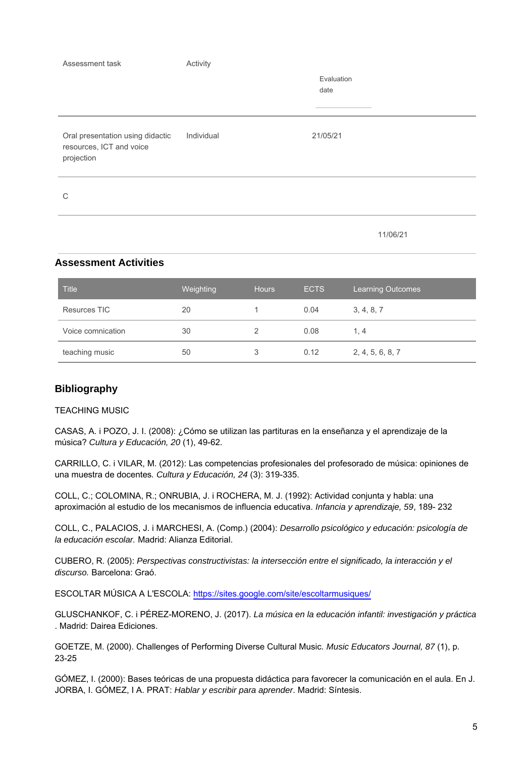| Assessment task | Activity | Evaluation date | |
|---|---|---|---|
| Oral presentation using didactic resources, ICT and voice projection | Individual | 21/05/21 | |
| C | | | |
| | | | 11/06/21 |

## Assessment Activities

| Title | Weighting | Hours | ECTS | Learning Outcomes |
|---|---|---|---|---|
| Resurces TIC | 20 | 1 | 0.04 | 3, 4, 8, 7 |
| Voice comnication | 30 | 2 | 0.08 | 1, 4 |
| teaching music | 50 | 3 | 0.12 | 2, 4, 5, 6, 8, 7 |

## Bibliography

TEACHING MUSIC

CASAS, A. i POZO, J. I. (2008): ¿Cómo se utilizan las partituras en la enseñanza y el aprendizaje de la música? *Cultura y Educación, 20* (1), 49-62.

CARRILLO, C. i VILAR, M. (2012): Las competencias profesionales del profesorado de música: opiniones de una muestra de docentes*. Cultura y Educación, 24* (3): 319-335.

COLL, C.; COLOMINA, R.; ONRUBIA, J. i ROCHERA, M. J. (1992): Actividad conjunta y habla: una aproximación al estudio de los mecanismos de influencia educativa. *Infancia y aprendizaje, 59*, 189- 232

COLL, C., PALACIOS, J. i MARCHESI, A. (Comp.) (2004): *Desarrollo psicológico y educación: psicología de la educación escolar.* Madrid: Alianza Editorial.

CUBERO, R. (2005): *Perspectivas constructivistas: la intersección entre el significado, la interacción y el discurso.* Barcelona: Graó.

ESCOLTAR MÚSICA A L'ESCOLA: https://sites.google.com/site/escoltarmusiques/

GLUSCHANKOF, C. i PÉREZ-MORENO, J. (2017). *La música en la educación infantil: investigación y práctica* . Madrid: Dairea Ediciones.

GOETZE, M. (2000). Challenges of Performing Diverse Cultural Music. *Music Educators Journal, 87* (1), p. 23-25

GÓMEZ, I. (2000): Bases teóricas de una propuesta didáctica para favorecer la comunicación en el aula. En J. JORBA, I. GÓMEZ, I A. PRAT: *Hablar y escribir para aprender*. Madrid: Síntesis.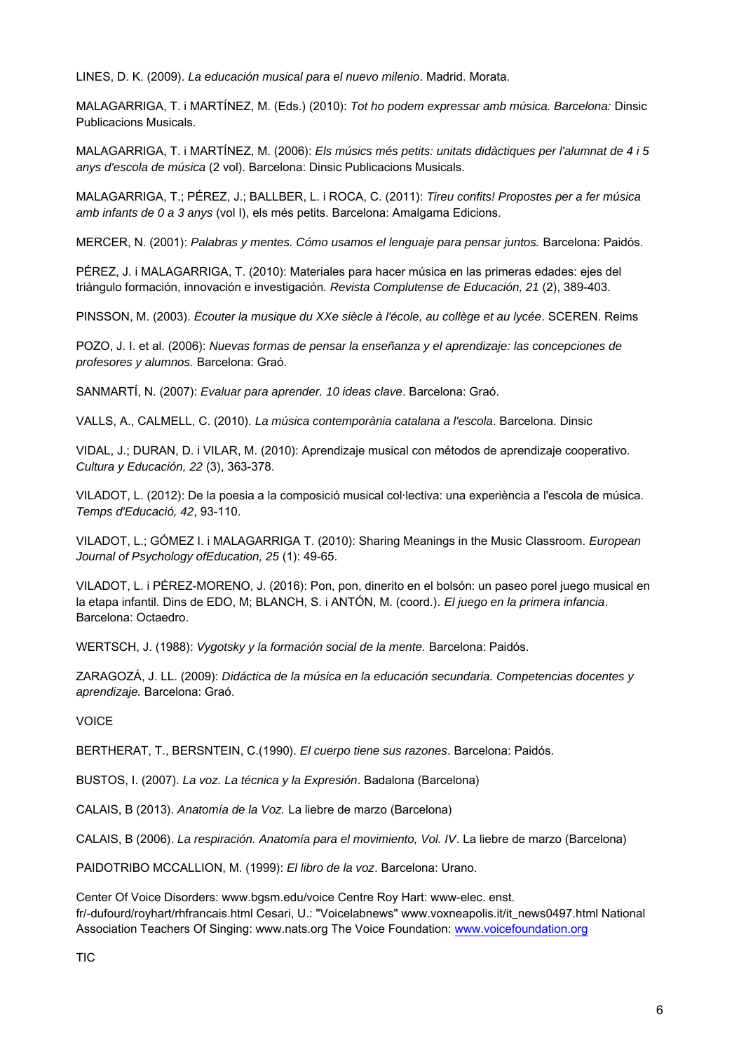LINES, D. K. (2009). *La educación musical para el nuevo milenio*. Madrid. Morata.

MALAGARRIGA, T. i MARTÍNEZ, M. (Eds.) (2010): *Tot ho podem expressar amb música. Barcelona:* Dinsic Publicacions Musicals.

MALAGARRIGA, T. i MARTÍNEZ, M. (2006): *Els músics més petits: unitats didàctiques per l'alumnat de 4 i 5 anys d'escola de música* (2 vol). Barcelona: Dinsic Publicacions Musicals.

MALAGARRIGA, T.; PÉREZ, J.; BALLBER, L. i ROCA, C. (2011): *Tireu confits! Propostes per a fer música amb infants de 0 a 3 anys* (vol I), els més petits. Barcelona: Amalgama Edicions.

MERCER, N. (2001): *Palabras y mentes. Cómo usamos el lenguaje para pensar juntos.* Barcelona: Paidós.

PÉREZ, J. i MALAGARRIGA, T. (2010): Materiales para hacer música en las primeras edades: ejes del triángulo formación, innovación e investigación. *Revista Complutense de Educación, 21* (2), 389-403.

PINSSON, M. (2003). *Ëcouter la musique du XXe siècle à l'école, au collège et au lycée*. SCEREN. Reims

POZO, J. I. et al. (2006): *Nuevas formas de pensar la enseñanza y el aprendizaje: las concepciones de profesores y alumnos.* Barcelona: Graó.

SANMARTÍ, N. (2007): *Evaluar para aprender. 10 ideas clave*. Barcelona: Graó.

VALLS, A., CALMELL, C. (2010). *La música contemporània catalana a l'escola*. Barcelona. Dinsic

VIDAL, J.; DURAN, D. i VILAR, M. (2010): Aprendizaje musical con métodos de aprendizaje cooperativo. *Cultura y Educación, 22* (3), 363-378.

VILADOT, L. (2012): De la poesia a la composició musical col·lectiva: una experiència a l'escola de música. *Temps d'Educació, 42*, 93-110.

VILADOT, L.; GÓMEZ I. i MALAGARRIGA T. (2010): Sharing Meanings in the Music Classroom. *European Journal of Psychology ofEducation, 25* (1): 49-65.

VILADOT, L. i PÉREZ-MORENO, J. (2016): Pon, pon, dinerito en el bolsón: un paseo porel juego musical en la etapa infantil. Dins de EDO, M; BLANCH, S. i ANTÓN, M. (coord.). *El juego en la primera infancia*. Barcelona: Octaedro.

WERTSCH, J. (1988): *Vygotsky y la formación social de la mente.* Barcelona: Paidós.

ZARAGOZÁ, J. LL. (2009): *Didáctica de la música en la educación secundaria. Competencias docentes y aprendizaje.* Barcelona: Graó.

VOICE

BERTHERAT, T., BERSNTEIN, C.(1990). *El cuerpo tiene sus razones*. Barcelona: Paidós.

BUSTOS, I. (2007). *La voz. La técnica y la Expresión*. Badalona (Barcelona)

CALAIS, B (2013). *Anatomía de la Voz.* La liebre de marzo (Barcelona)

CALAIS, B (2006). *La respiración. Anatomía para el movimiento, Vol. IV*. La liebre de marzo (Barcelona)

PAIDOTRIBO MCCALLION, M. (1999): *El libro de la voz*. Barcelona: Urano.

Center Of Voice Disorders: www.bgsm.edu/voice Centre Roy Hart: www-elec. enst. fr/-dufourd/royhart/rhfrancais.html Cesari, U.: "Voicelabnews" www.voxneapolis.it/it_news0497.html National Association Teachers Of Singing: www.nats.org The Voice Foundation: www.voicefoundation.org

TIC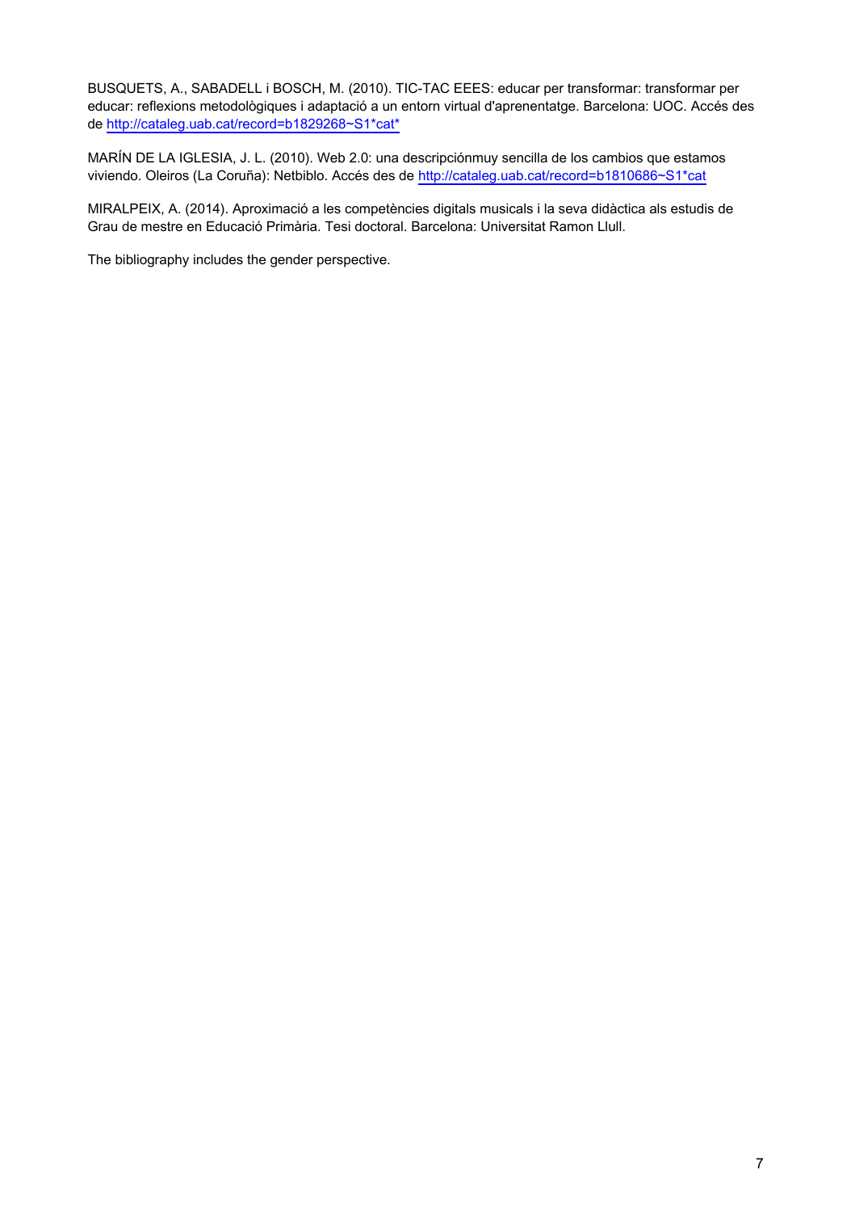BUSQUETS, A., SABADELL i BOSCH, M. (2010). TIC-TAC EEES: educar per transformar: transformar per educar: reflexions metodològiques i adaptació a un entorn virtual d'aprenentatge. Barcelona: UOC. Accés des de http://cataleg.uab.cat/record=b1829268~S1*cat*

MARÍN DE LA IGLESIA, J. L. (2010). Web 2.0: una descripciónmuy sencilla de los cambios que estamos viviendo. Oleiros (La Coruña): Netbiblo. Accés des de http://cataleg.uab.cat/record=b1810686~S1*cat

MIRALPEIX, A. (2014). Aproximació a les competències digitals musicals i la seva didàctica als estudis de Grau de mestre en Educació Primària. Tesi doctoral. Barcelona: Universitat Ramon Llull.

The bibliography includes the gender perspective.